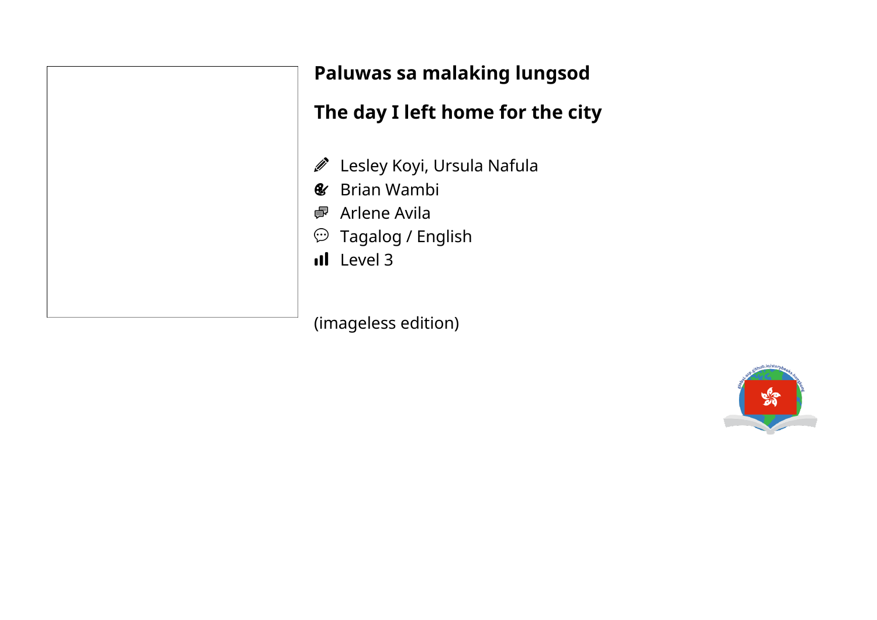# Paluwas sa malaking lungsod

## The day I left home for the city

- ✎ Lesley Koyi, Ursula Nafula
- Brian Wambi
- Arlene Avila
- Tagalog / English
- Level 3

(imageless edition)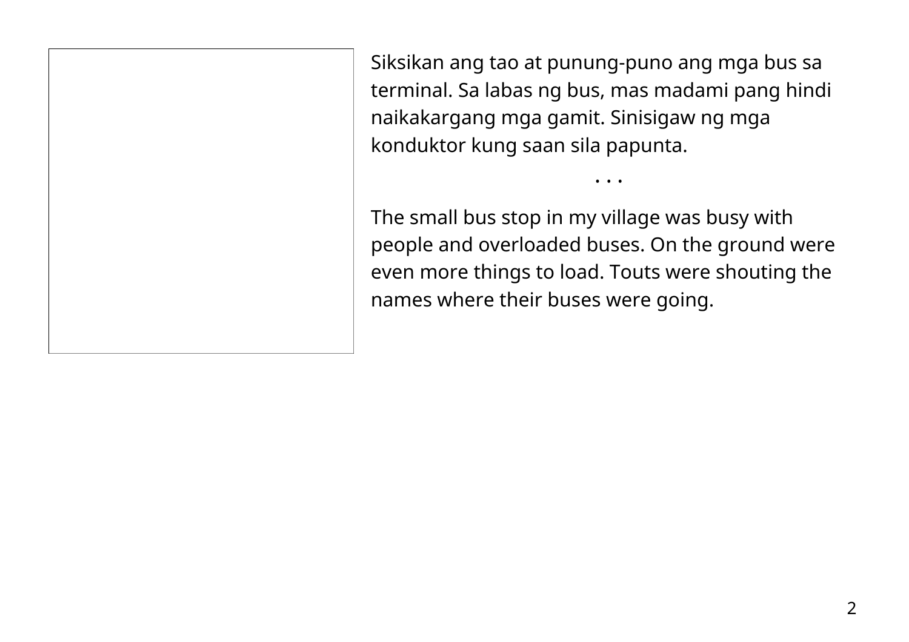Siksikan ang tao at punung-puno ang mga bus sa terminal. Sa labas ng bus, mas madami pang hindi naikakargang mga gamit. Sinisigaw ng mga konduktor kung saan sila papunta.

• • •

The small bus stop in my village was busy with people and overloaded buses. On the ground were even more things to load. Touts were shouting the names where their buses were going.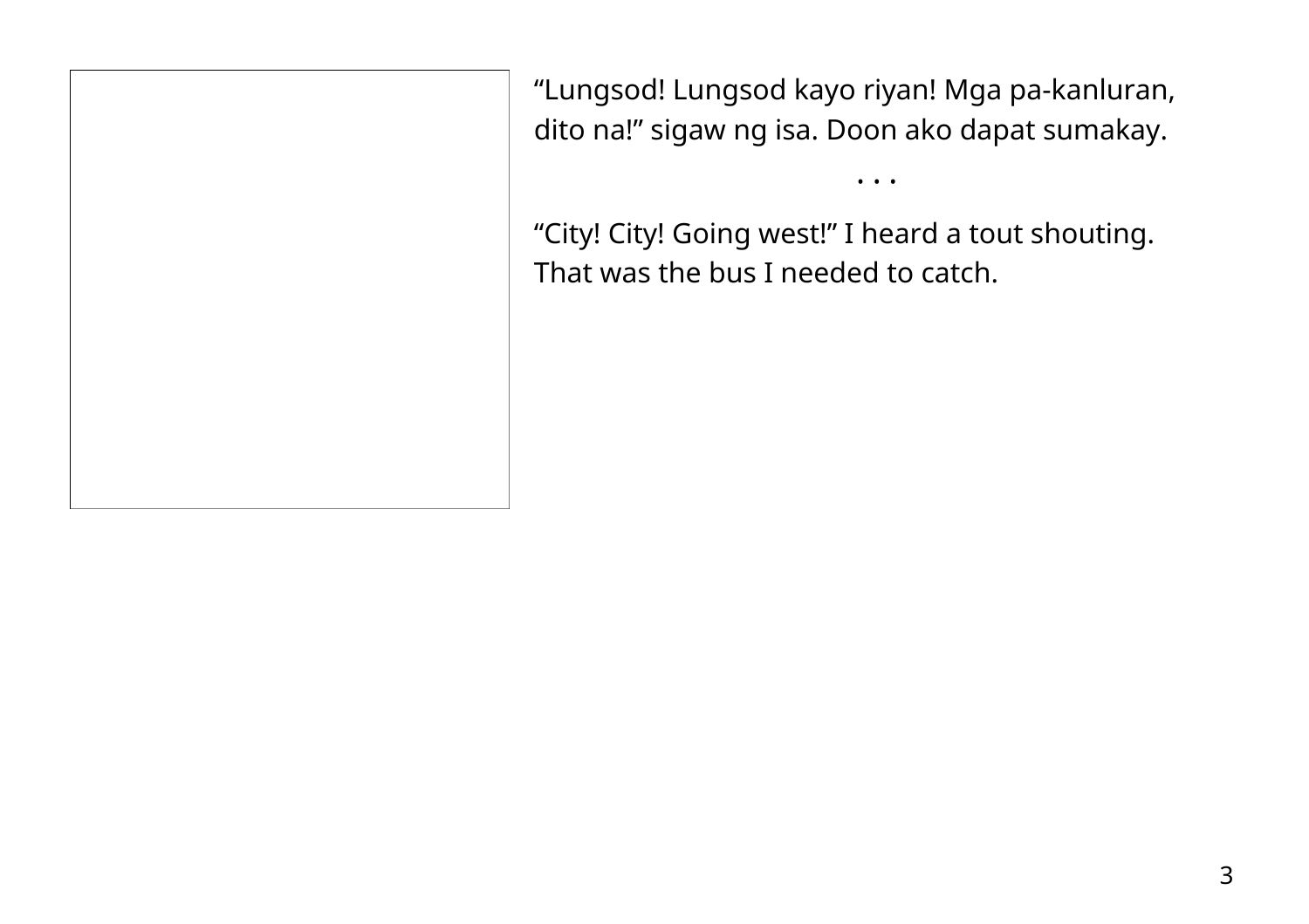"Lungsod! Lungsod kayo riyan! Mga pa-kanluran, dito na!" sigaw ng isa. Doon ako dapat sumakay.

. . .

"City! City! Going west!" I heard a tout shouting. That was the bus I needed to catch.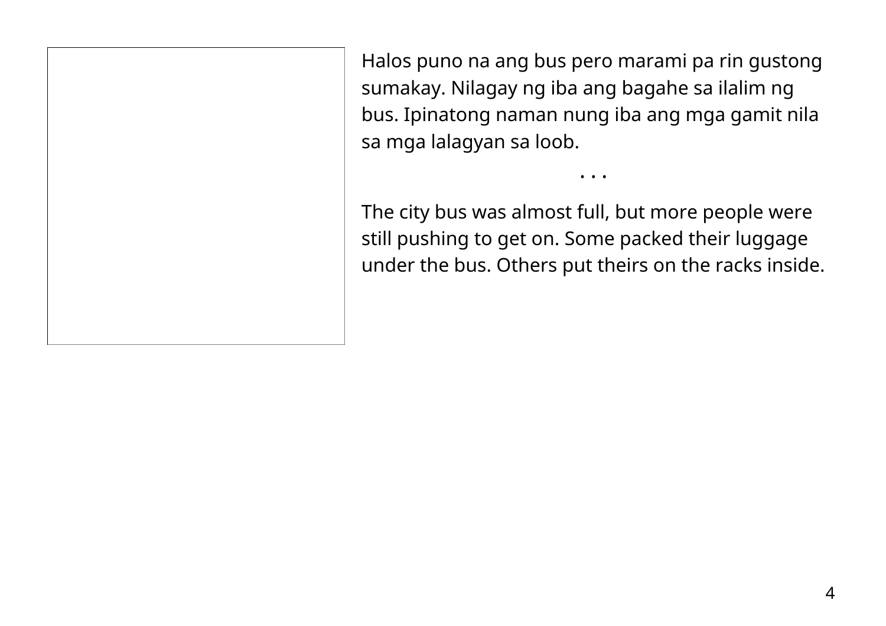Halos puno na ang bus pero marami pa rin gustong sumakay. Nilagay ng iba ang bagahe sa ilalim ng bus. Ipinatong naman nung iba ang mga gamit nila sa mga lalagyan sa loob.

• • •

The city bus was almost full, but more people were still pushing to get on. Some packed their luggage under the bus. Others put theirs on the racks inside.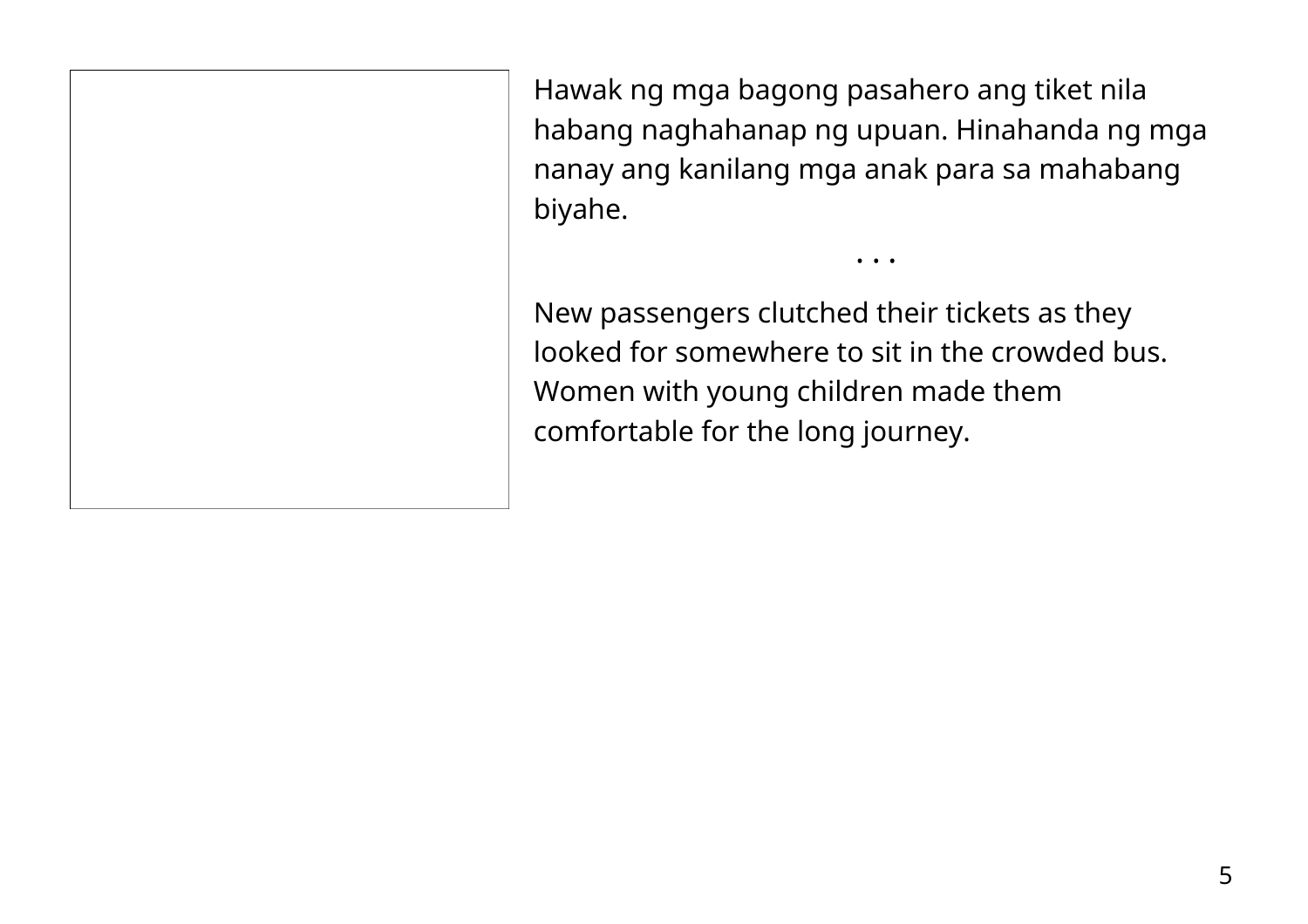Hawak ng mga bagong pasahero ang tiket nila habang naghahanap ng upuan. Hinahanda ng mga nanay ang kanilang mga anak para sa mahabang biyahe.

• • •

New passengers clutched their tickets as they looked for somewhere to sit in the crowded bus. Women with young children made them comfortable for the long journey.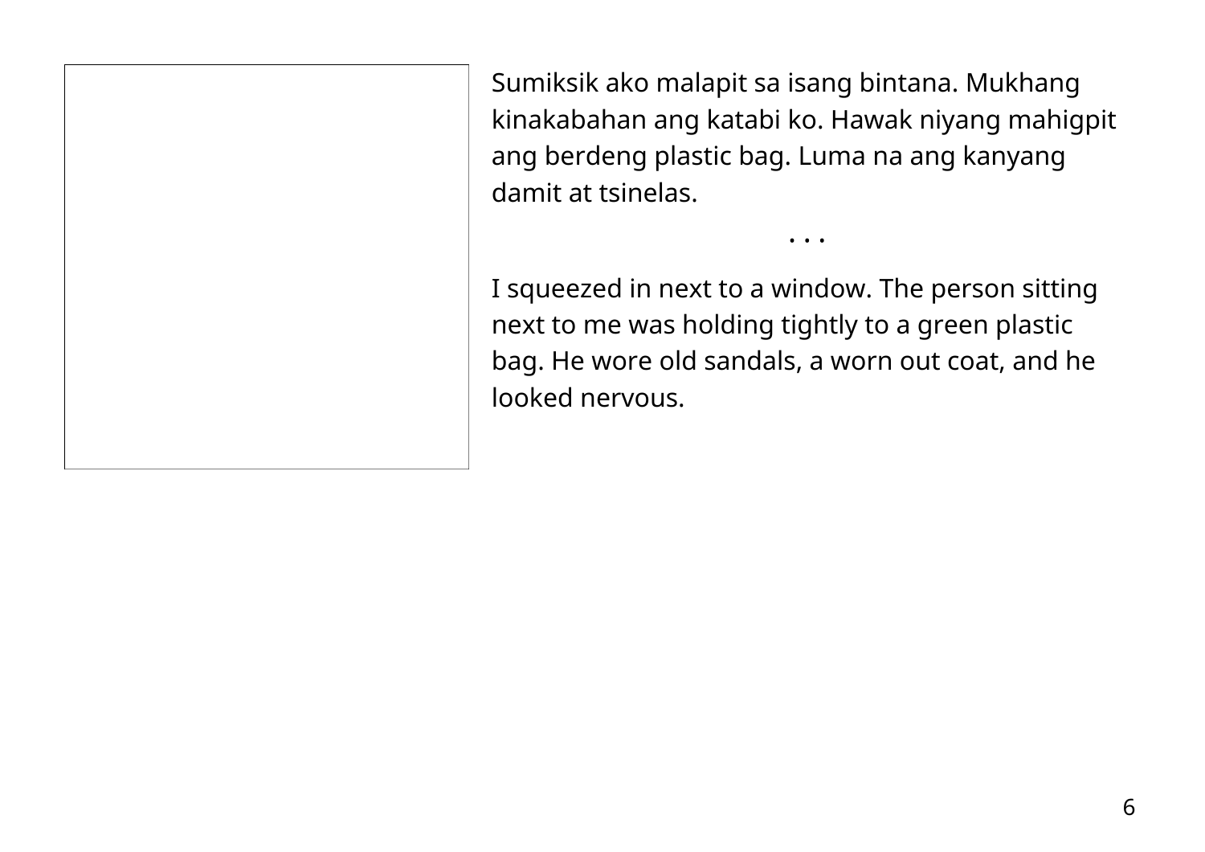Sumiksik ako malapit sa isang bintana. Mukhang kinakabahan ang katabi ko. Hawak niyang mahigpit ang berdeng plastic bag. Luma na ang kanyang damit at tsinelas.

. . .

I squeezed in next to a window. The person sitting next to me was holding tightly to a green plastic bag. He wore old sandals, a worn out coat, and he looked nervous.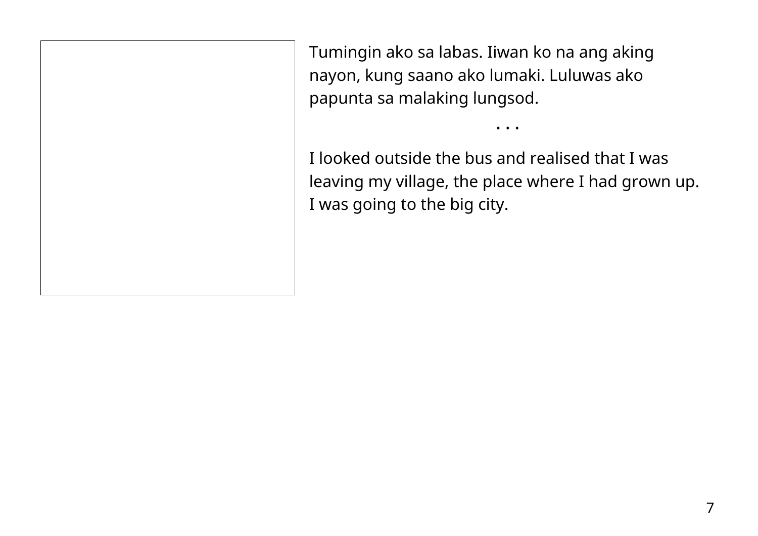Tumingin ako sa labas. Iiwan ko na ang aking nayon, kung saano ako lumaki. Luluwas ako papunta sa malaking lungsod.

. . .

I looked outside the bus and realised that I was leaving my village, the place where I had grown up. I was going to the big city.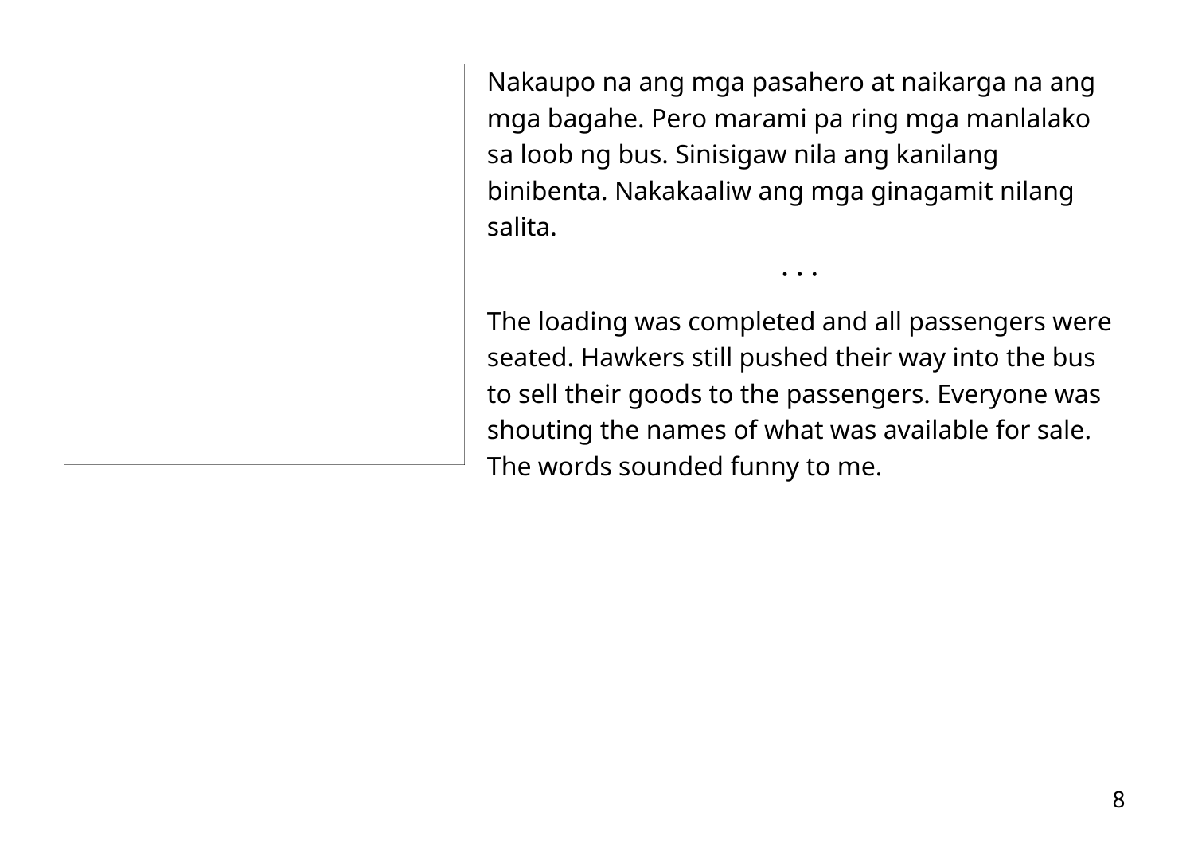Nakaupo na ang mga pasahero at naikarga na ang mga bagahe. Pero marami pa ring mga manlalako sa loob ng bus. Sinisigaw nila ang kanilang binibenta. Nakakaaliw ang mga ginagamit nilang salita.

. . .

The loading was completed and all passengers were seated. Hawkers still pushed their way into the bus to sell their goods to the passengers. Everyone was shouting the names of what was available for sale. The words sounded funny to me.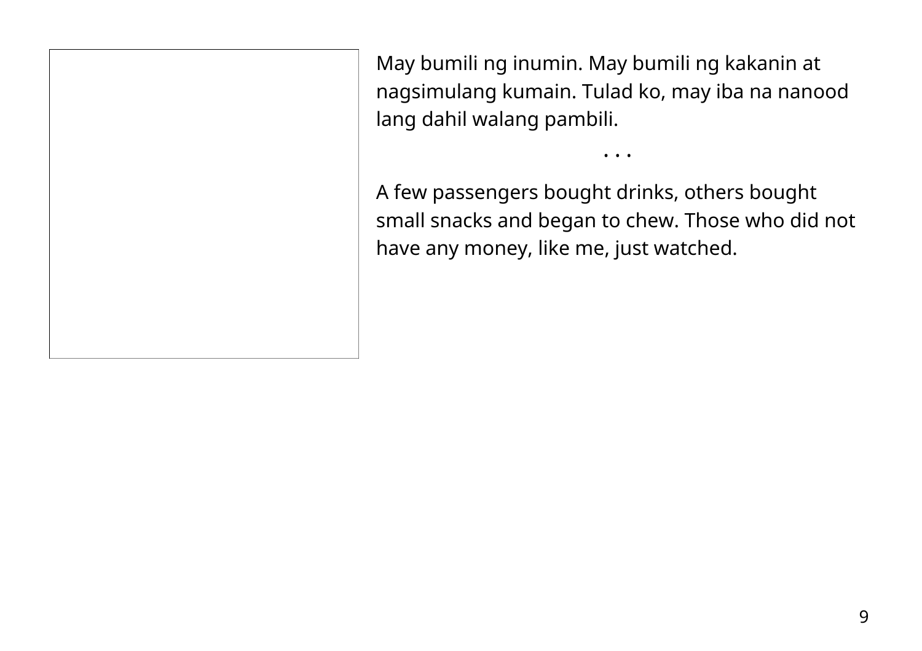May bumili ng inumin. May bumili ng kakanin at nagsimulang kumain. Tulad ko, may iba na nanood lang dahil walang pambili.

. . .

A few passengers bought drinks, others bought small snacks and began to chew. Those who did not have any money, like me, just watched.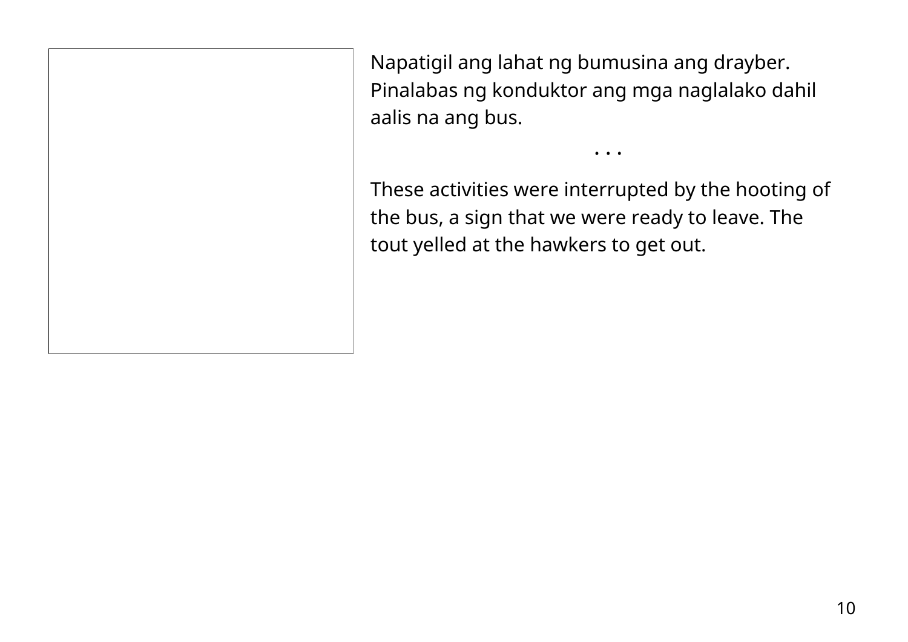Napatigil ang lahat ng bumusina ang drayber. Pinalabas ng konduktor ang mga naglalako dahil aalis na ang bus.

· · ·

These activities were interrupted by the hooting of the bus, a sign that we were ready to leave. The tout yelled at the hawkers to get out.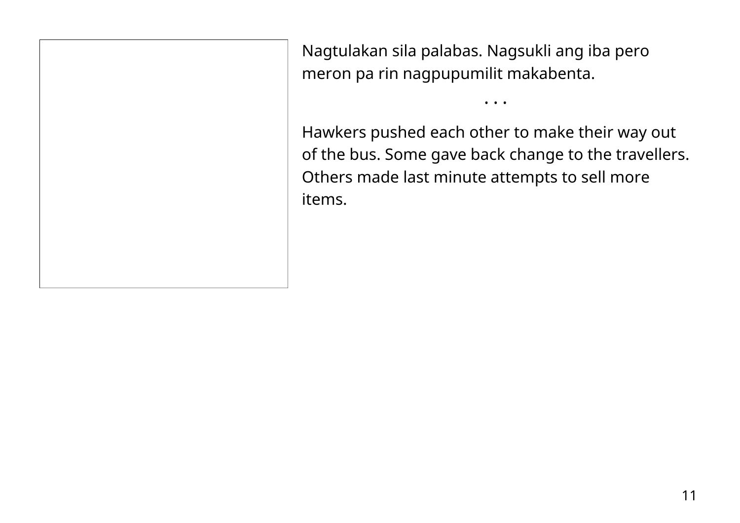Nagtulakan sila palabas. Nagsukli ang iba pero meron pa rin nagpupumilit makabenta.

. . .

Hawkers pushed each other to make their way out of the bus. Some gave back change to the travellers. Others made last minute attempts to sell more items.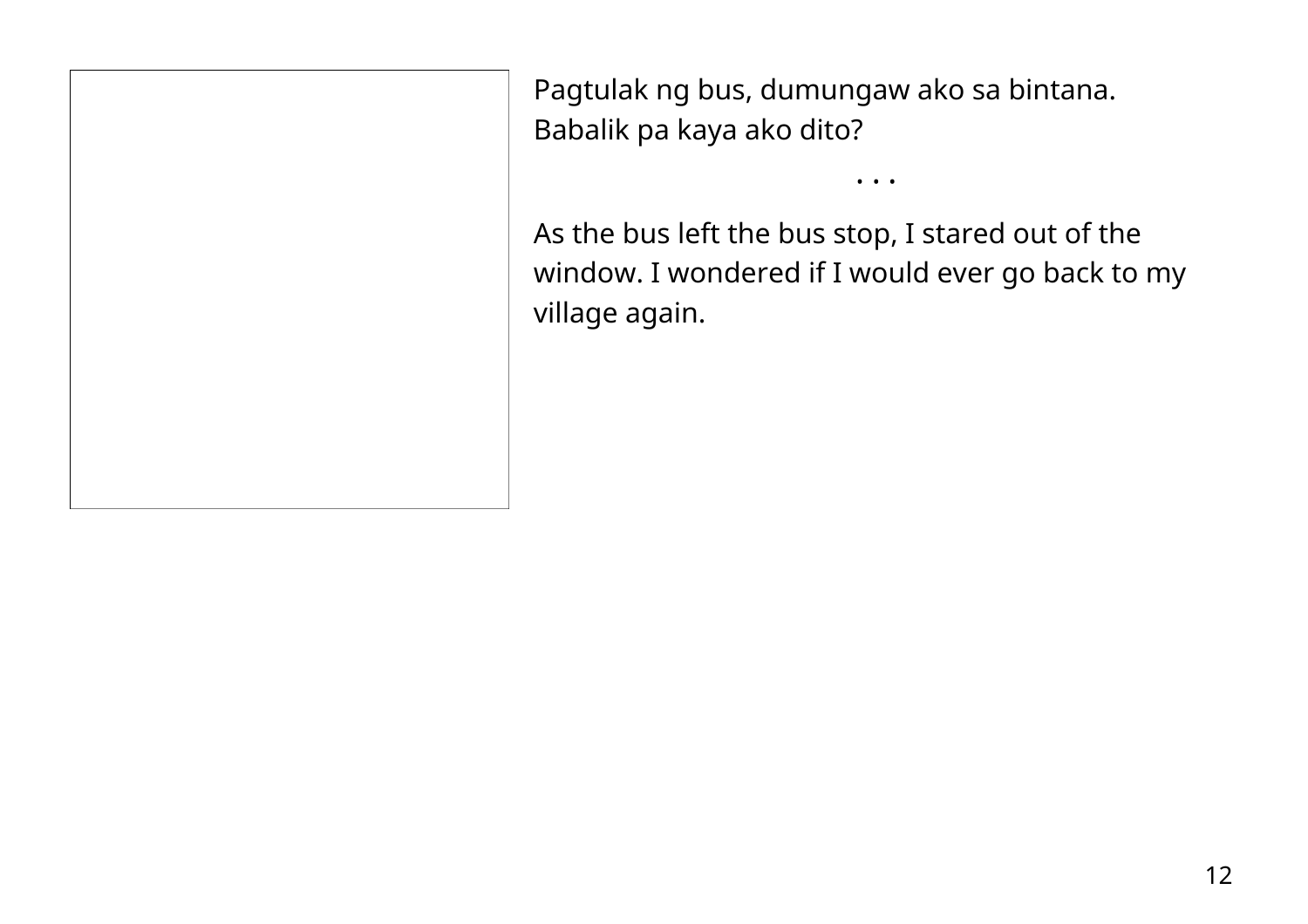Pagtulak ng bus, dumungaw ako sa bintana. Babalik pa kaya ako dito?

. . .

As the bus left the bus stop, I stared out of the window. I wondered if I would ever go back to my village again.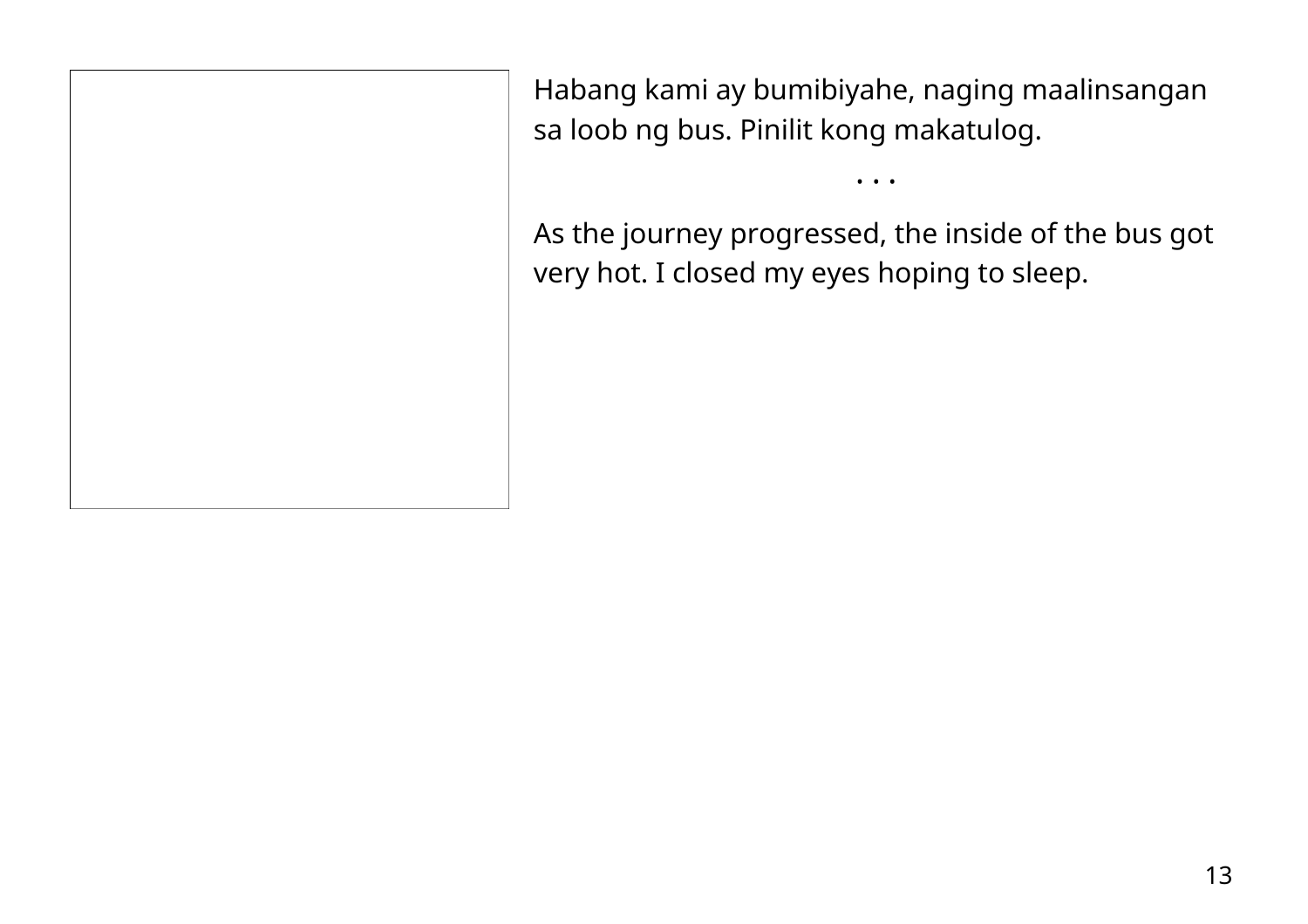Habang kami ay bumibiyahe, naging maalinsangan sa loob ng bus. Pinilit kong makatulog.

• • •

As the journey progressed, the inside of the bus got very hot. I closed my eyes hoping to sleep.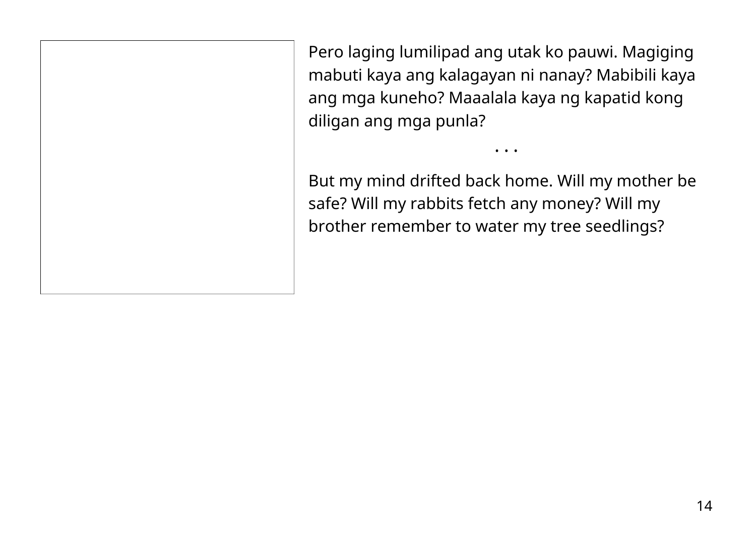Pero laging lumilipad ang utak ko pauwi. Magiging mabuti kaya ang kalagayan ni nanay? Mabibili kaya ang mga kuneho? Maaalala kaya ng kapatid kong diligan ang mga punla?

• • •

But my mind drifted back home. Will my mother be safe? Will my rabbits fetch any money? Will my brother remember to water my tree seedlings?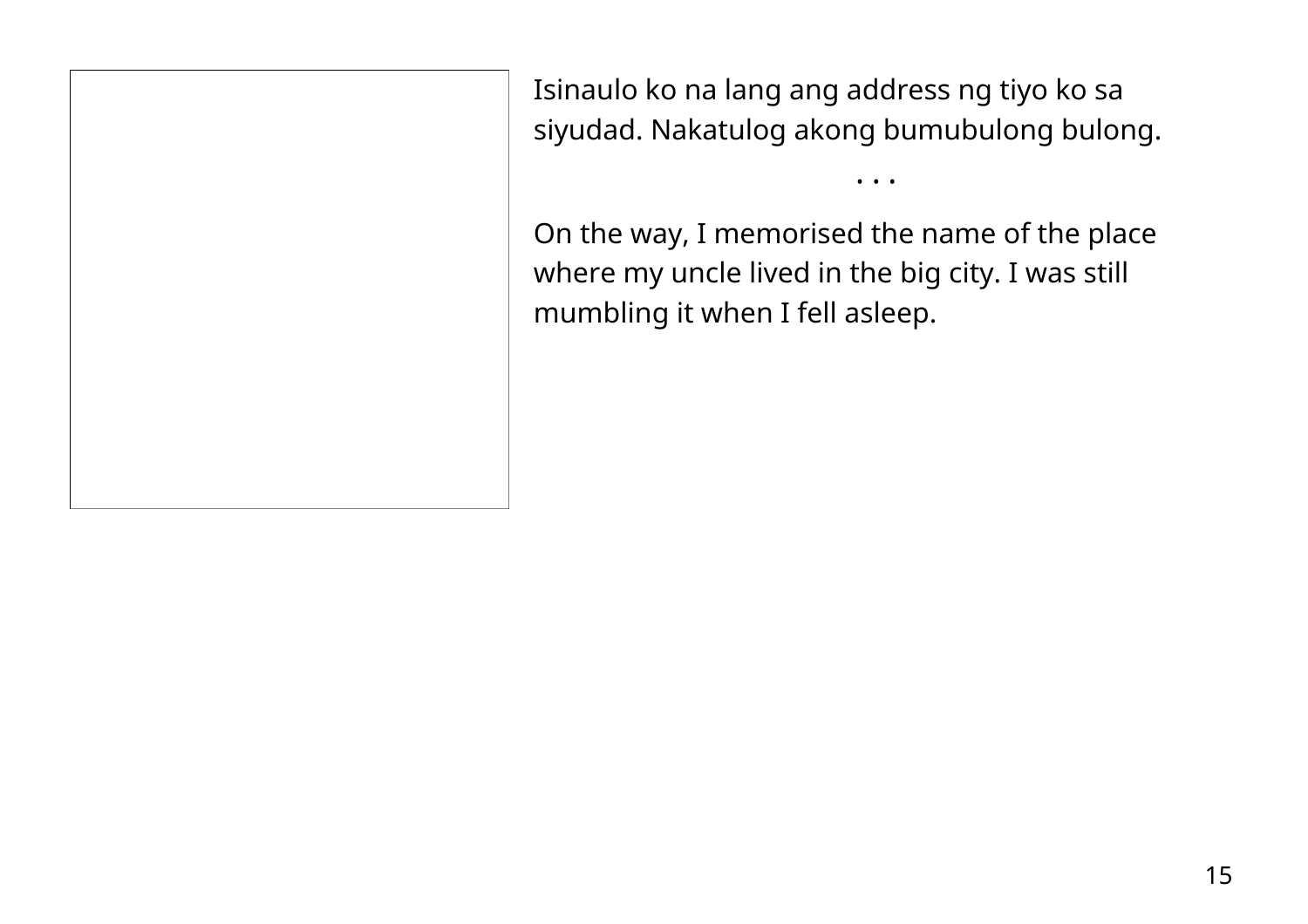Isinaulo ko na lang ang address ng tiyo ko sa siyudad. Nakatulog akong bumubulong bulong.

. . .

On the way, I memorised the name of the place where my uncle lived in the big city. I was still mumbling it when I fell asleep.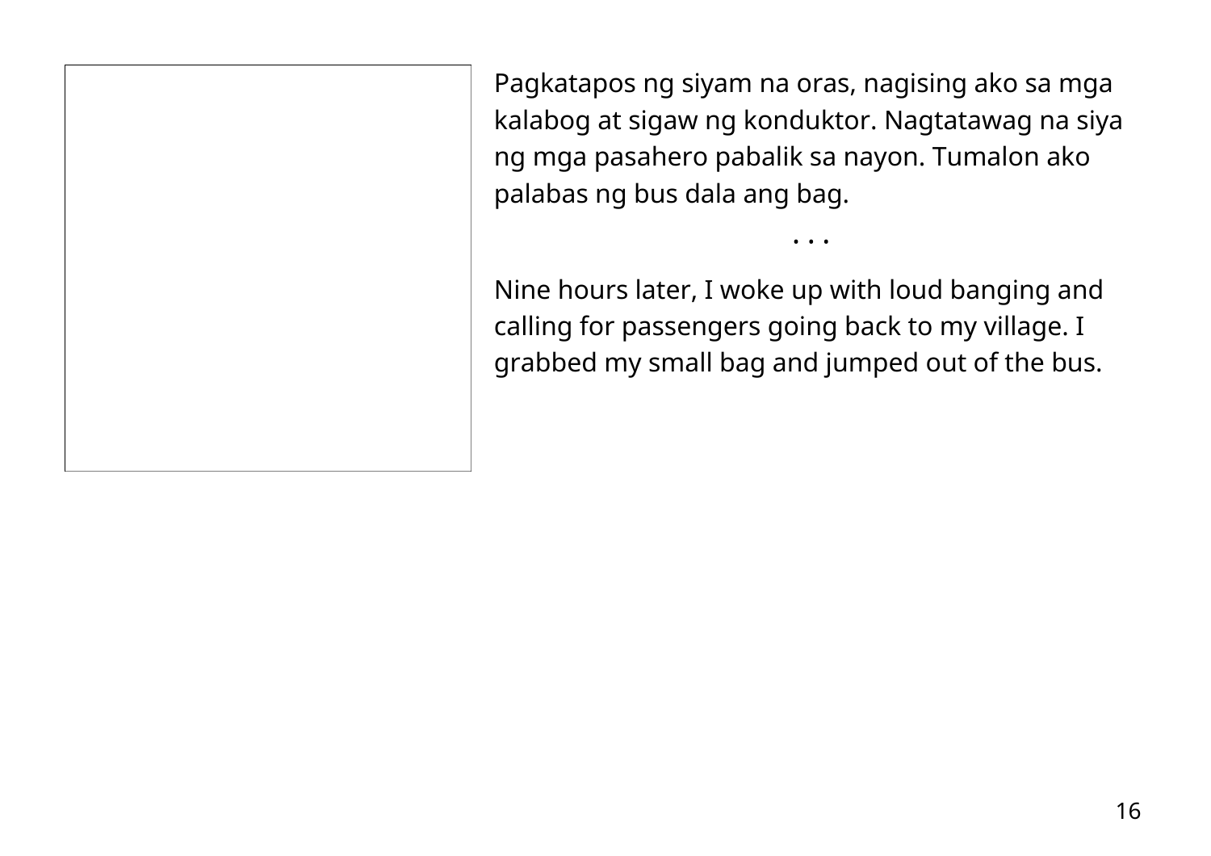Pagkatapos ng siyam na oras, nagising ako sa mga kalabog at sigaw ng konduktor. Nagtatawag na siya ng mga pasahero pabalik sa nayon. Tumalon ako palabas ng bus dala ang bag.

• • •

Nine hours later, I woke up with loud banging and calling for passengers going back to my village. I grabbed my small bag and jumped out of the bus.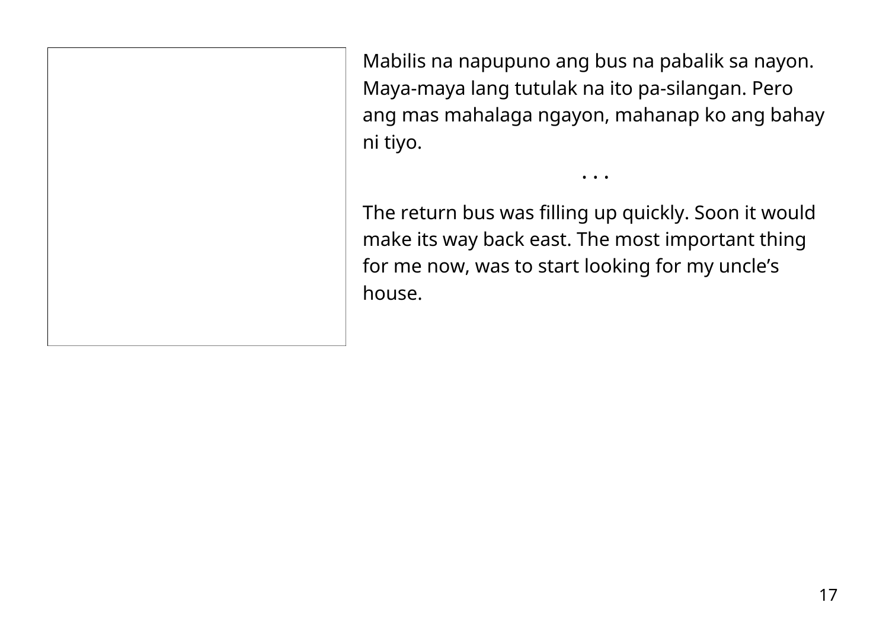Mabilis na napupuno ang bus na pabalik sa nayon. Maya-maya lang tutulak na ito pa-silangan. Pero ang mas mahalaga ngayon, mahanap ko ang bahay ni tiyo.

. . .

The return bus was filling up quickly. Soon it would make its way back east. The most important thing for me now, was to start looking for my uncle's house.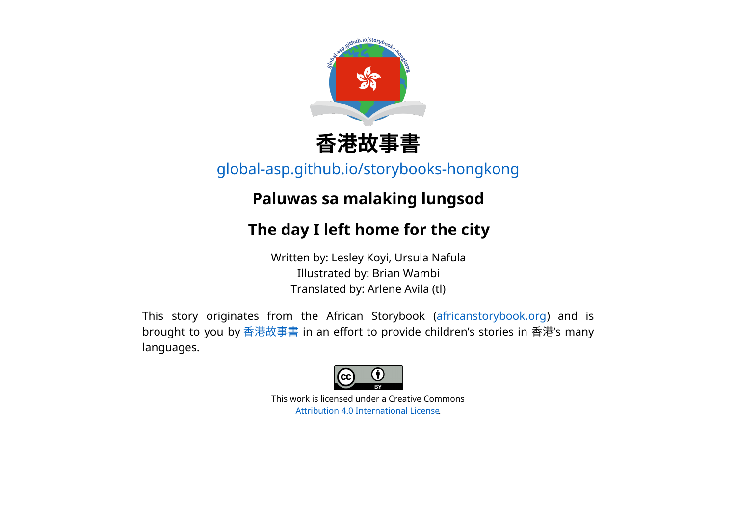# 香港故事書

global-asp.github.io/storybooks-hongkong

## Paluwas sa malaking lungsod

## The day I left home for the city

Written by: Lesley Koyi, Ursula Nafula
Illustrated by: Brian Wambi
Translated by: Arlene Avila (tl)

This story originates from the African Storybook (africanstorybook.org) and is brought to you by 香港故事書 in an effort to provide children's stories in 香港's many languages.

This work is licensed under a Creative Commons Attribution 4.0 International License.